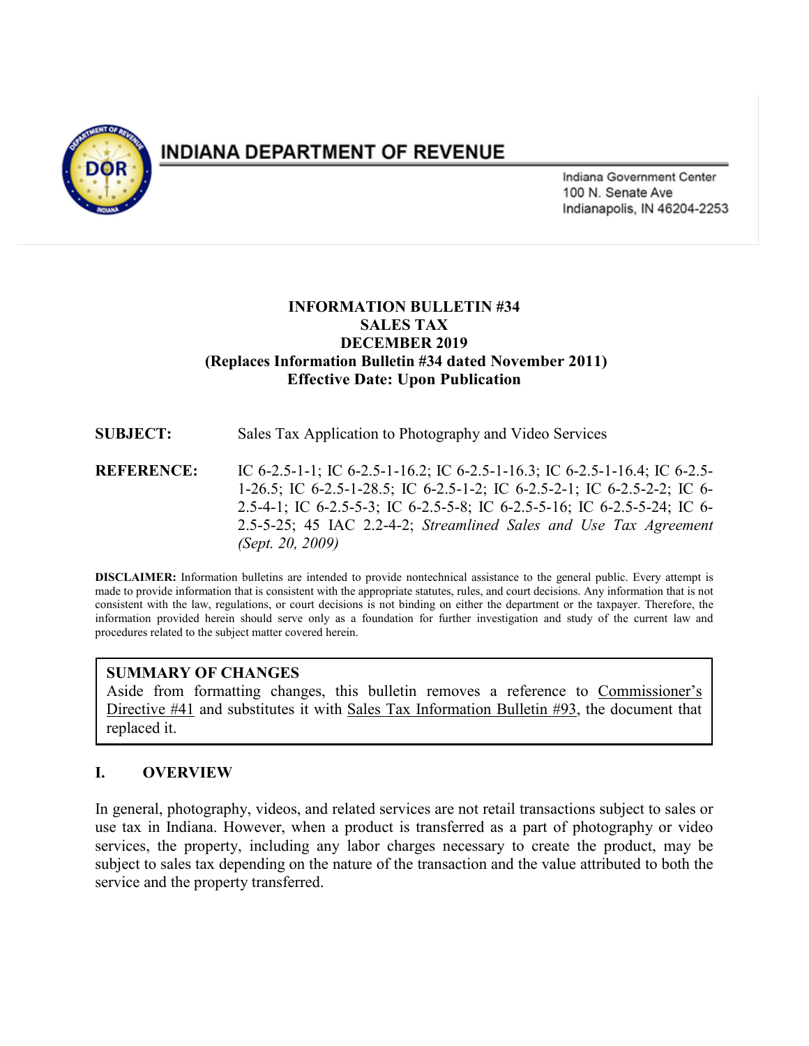# INDIANA DEPARTMENT OF REVENUE

Indiana Government Center
100 N. Senate Ave
Indianapolis, IN 46204-2253

**INFORMATION BULLETIN #34**
**SALES TAX**
**DECEMBER 2019**
**(Replaces Information Bulletin #34 dated November 2011)**
**Effective Date: Upon Publication**

**SUBJECT:** Sales Tax Application to Photography and Video Services

**REFERENCE:** IC 6-2.5-1-1; IC 6-2.5-1-16.2; IC 6-2.5-1-16.3; IC 6-2.5-1-16.4; IC 6-2.5-1-26.5; IC 6-2.5-1-28.5; IC 6-2.5-1-2; IC 6-2.5-2-1; IC 6-2.5-2-2; IC 6-2.5-4-1; IC 6-2.5-5-3; IC 6-2.5-5-8; IC 6-2.5-5-16; IC 6-2.5-5-24; IC 6-2.5-5-25; 45 IAC 2.2-4-2; *Streamlined Sales and Use Tax Agreement (Sept. 20, 2009)*

**DISCLAIMER:** Information bulletins are intended to provide nontechnical assistance to the general public. Every attempt is made to provide information that is consistent with the appropriate statutes, rules, and court decisions. Any information that is not consistent with the law, regulations, or court decisions is not binding on either the department or the taxpayer. Therefore, the information provided herein should serve only as a foundation for further investigation and study of the current law and procedures related to the subject matter covered herein.

**SUMMARY OF CHANGES**

Aside from formatting changes, this bulletin removes a reference to Commissioner's Directive #41 and substitutes it with Sales Tax Information Bulletin #93, the document that replaced it.

## I. OVERVIEW

In general, photography, videos, and related services are not retail transactions subject to sales or use tax in Indiana. However, when a product is transferred as a part of photography or video services, the property, including any labor charges necessary to create the product, may be subject to sales tax depending on the nature of the transaction and the value attributed to both the service and the property transferred.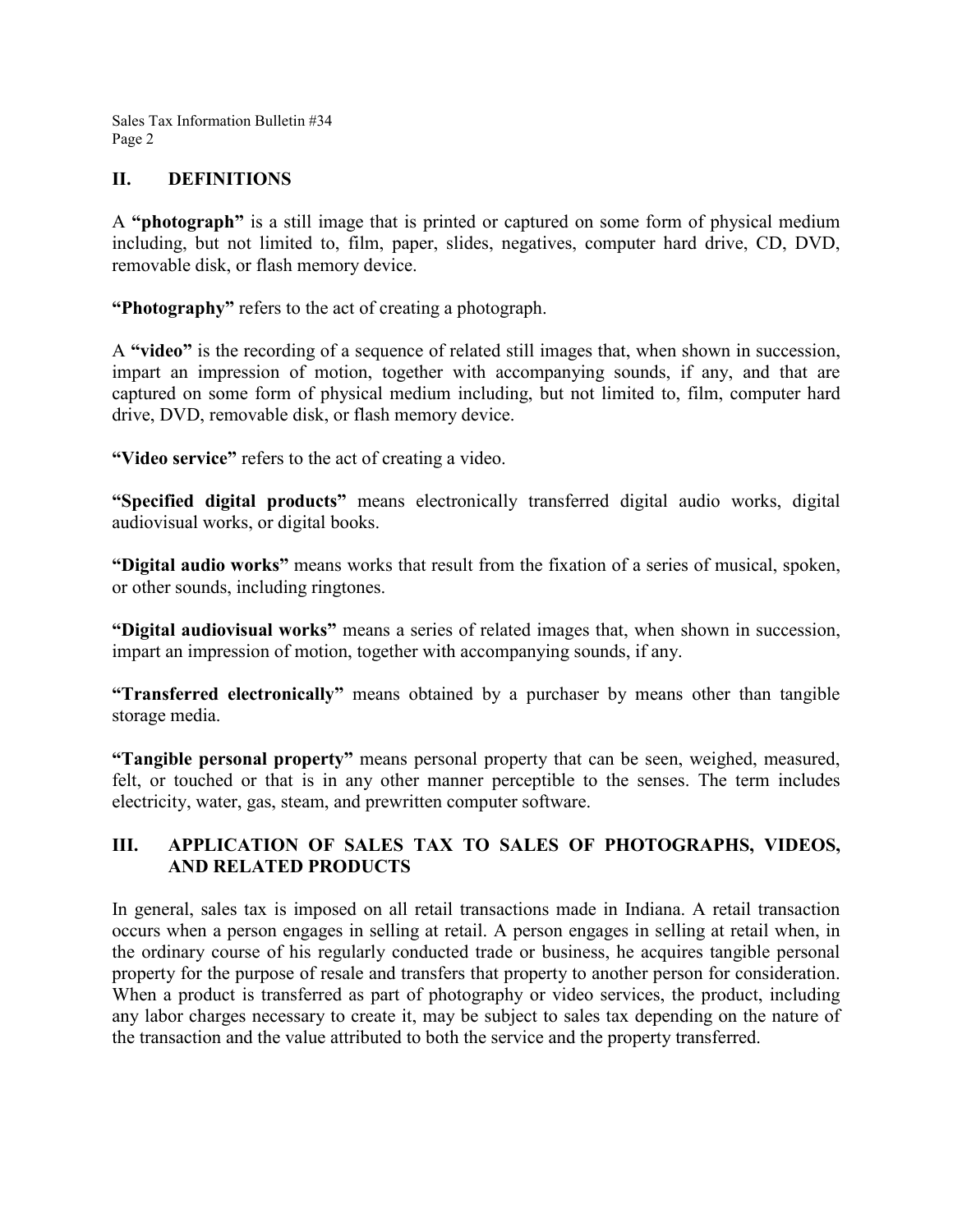## II. DEFINITIONS

A **"photograph"** is a still image that is printed or captured on some form of physical medium including, but not limited to, film, paper, slides, negatives, computer hard drive, CD, DVD, removable disk, or flash memory device.

**"Photography"** refers to the act of creating a photograph.

A **"video"** is the recording of a sequence of related still images that, when shown in succession, impart an impression of motion, together with accompanying sounds, if any, and that are captured on some form of physical medium including, but not limited to, film, computer hard drive, DVD, removable disk, or flash memory device.

**"Video service"** refers to the act of creating a video.

**"Specified digital products"** means electronically transferred digital audio works, digital audiovisual works, or digital books.

**"Digital audio works"** means works that result from the fixation of a series of musical, spoken, or other sounds, including ringtones.

**"Digital audiovisual works"** means a series of related images that, when shown in succession, impart an impression of motion, together with accompanying sounds, if any.

**"Transferred electronically"** means obtained by a purchaser by means other than tangible storage media.

**"Tangible personal property"** means personal property that can be seen, weighed, measured, felt, or touched or that is in any other manner perceptible to the senses. The term includes electricity, water, gas, steam, and prewritten computer software.

## III. APPLICATION OF SALES TAX TO SALES OF PHOTOGRAPHS, VIDEOS, AND RELATED PRODUCTS

In general, sales tax is imposed on all retail transactions made in Indiana. A retail transaction occurs when a person engages in selling at retail. A person engages in selling at retail when, in the ordinary course of his regularly conducted trade or business, he acquires tangible personal property for the purpose of resale and transfers that property to another person for consideration. When a product is transferred as part of photography or video services, the product, including any labor charges necessary to create it, may be subject to sales tax depending on the nature of the transaction and the value attributed to both the service and the property transferred.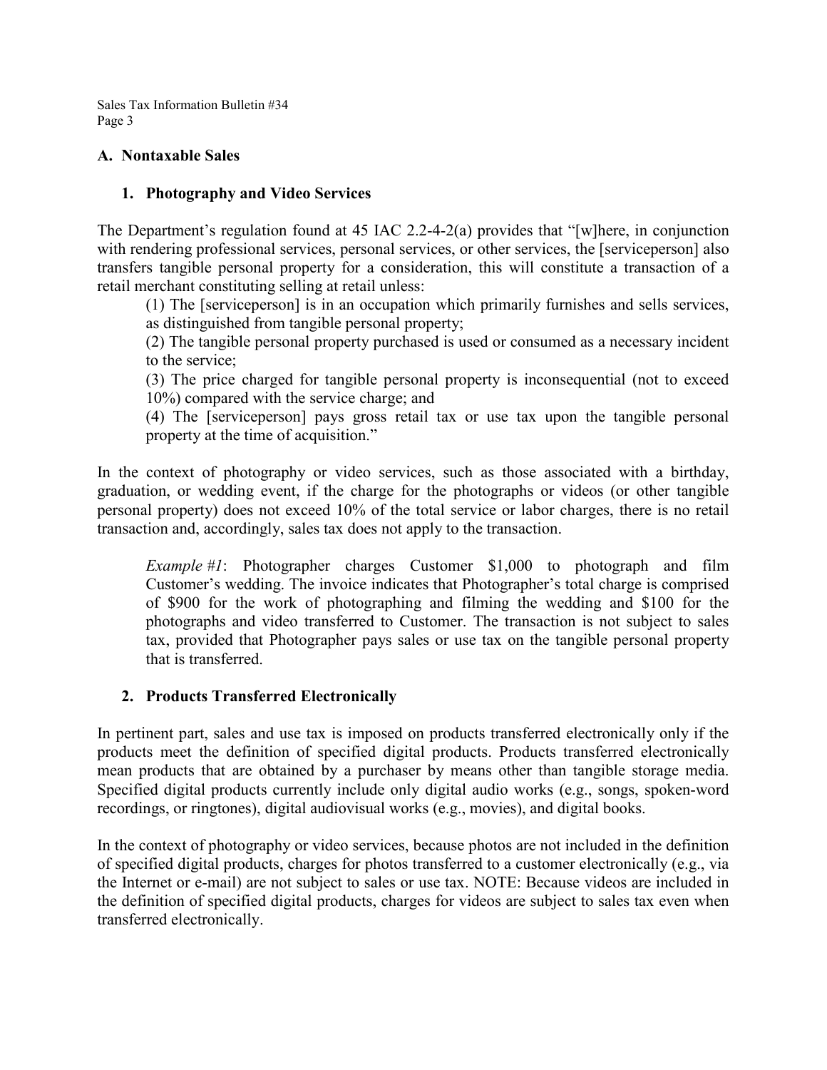## A. Nontaxable Sales

### 1. Photography and Video Services

The Department's regulation found at 45 IAC 2.2-4-2(a) provides that "[w]here, in conjunction with rendering professional services, personal services, or other services, the [serviceperson] also transfers tangible personal property for a consideration, this will constitute a transaction of a retail merchant constituting selling at retail unless:

> (1) The [serviceperson] is in an occupation which primarily furnishes and sells services, as distinguished from tangible personal property;
>
> (2) The tangible personal property purchased is used or consumed as a necessary incident to the service;
>
> (3) The price charged for tangible personal property is inconsequential (not to exceed 10%) compared with the service charge; and
>
> (4) The [serviceperson] pays gross retail tax or use tax upon the tangible personal property at the time of acquisition."

In the context of photography or video services, such as those associated with a birthday, graduation, or wedding event, if the charge for the photographs or videos (or other tangible personal property) does not exceed 10% of the total service or labor charges, there is no retail transaction and, accordingly, sales tax does not apply to the transaction.

> *Example #1*: Photographer charges Customer $1,000 to photograph and film Customer's wedding. The invoice indicates that Photographer's total charge is comprised of $900 for the work of photographing and filming the wedding and $100 for the photographs and video transferred to Customer. The transaction is not subject to sales tax, provided that Photographer pays sales or use tax on the tangible personal property that is transferred.

### 2. Products Transferred Electronically

In pertinent part, sales and use tax is imposed on products transferred electronically only if the products meet the definition of specified digital products. Products transferred electronically mean products that are obtained by a purchaser by means other than tangible storage media. Specified digital products currently include only digital audio works (e.g., songs, spoken-word recordings, or ringtones), digital audiovisual works (e.g., movies), and digital books.

In the context of photography or video services, because photos are not included in the definition of specified digital products, charges for photos transferred to a customer electronically (e.g., via the Internet or e-mail) are not subject to sales or use tax. NOTE: Because videos are included in the definition of specified digital products, charges for videos are subject to sales tax even when transferred electronically.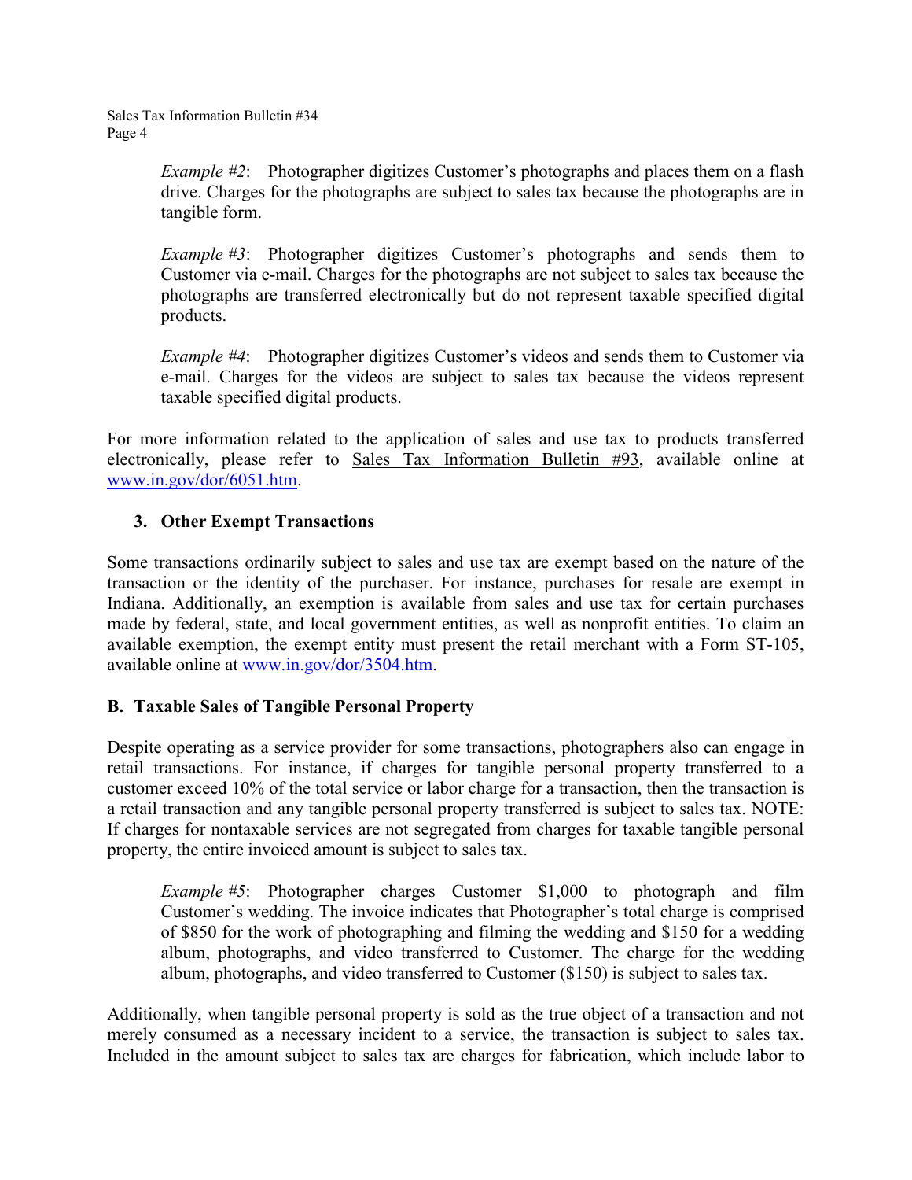*Example #2*: Photographer digitizes Customer's photographs and places them on a flash drive. Charges for the photographs are subject to sales tax because the photographs are in tangible form.

*Example #3*: Photographer digitizes Customer's photographs and sends them to Customer via e-mail. Charges for the photographs are not subject to sales tax because the photographs are transferred electronically but do not represent taxable specified digital products.

*Example #4*: Photographer digitizes Customer's videos and sends them to Customer via e-mail. Charges for the videos are subject to sales tax because the videos represent taxable specified digital products.

For more information related to the application of sales and use tax to products transferred electronically, please refer to Sales Tax Information Bulletin #93, available online at [www.in.gov/dor/6051.htm](http://www.in.gov/dor/6051.htm).

### 3. Other Exempt Transactions

Some transactions ordinarily subject to sales and use tax are exempt based on the nature of the transaction or the identity of the purchaser. For instance, purchases for resale are exempt in Indiana. Additionally, an exemption is available from sales and use tax for certain purchases made by federal, state, and local government entities, as well as nonprofit entities. To claim an available exemption, the exempt entity must present the retail merchant with a Form ST-105, available online at [www.in.gov/dor/3504.htm](http://www.in.gov/dor/3504.htm).

## B. Taxable Sales of Tangible Personal Property

Despite operating as a service provider for some transactions, photographers also can engage in retail transactions. For instance, if charges for tangible personal property transferred to a customer exceed 10% of the total service or labor charge for a transaction, then the transaction is a retail transaction and any tangible personal property transferred is subject to sales tax. NOTE: If charges for nontaxable services are not segregated from charges for taxable tangible personal property, the entire invoiced amount is subject to sales tax.

*Example #5*: Photographer charges Customer $1,000 to photograph and film Customer's wedding. The invoice indicates that Photographer's total charge is comprised of $850 for the work of photographing and filming the wedding and $150 for a wedding album, photographs, and video transferred to Customer. The charge for the wedding album, photographs, and video transferred to Customer ($150) is subject to sales tax.

Additionally, when tangible personal property is sold as the true object of a transaction and not merely consumed as a necessary incident to a service, the transaction is subject to sales tax. Included in the amount subject to sales tax are charges for fabrication, which include labor to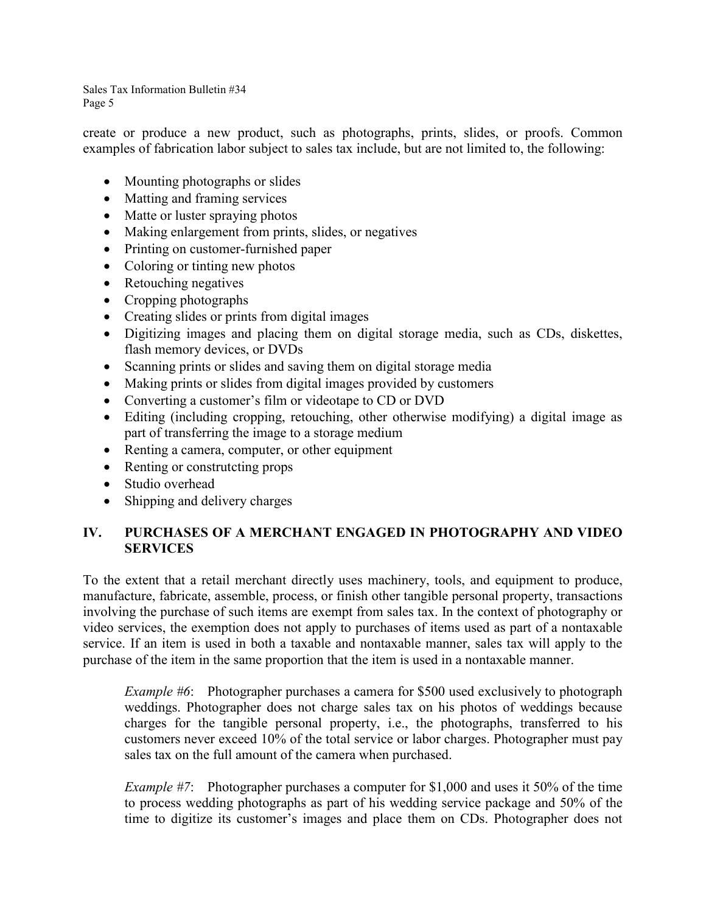create or produce a new product, such as photographs, prints, slides, or proofs. Common examples of fabrication labor subject to sales tax include, but are not limited to, the following:

- Mounting photographs or slides
- Matting and framing services
- Matte or luster spraying photos
- Making enlargement from prints, slides, or negatives
- Printing on customer-furnished paper
- Coloring or tinting new photos
- Retouching negatives
- Cropping photographs
- Creating slides or prints from digital images
- Digitizing images and placing them on digital storage media, such as CDs, diskettes, flash memory devices, or DVDs
- Scanning prints or slides and saving them on digital storage media
- Making prints or slides from digital images provided by customers
- Converting a customer's film or videotape to CD or DVD
- Editing (including cropping, retouching, other otherwise modifying) a digital image as part of transferring the image to a storage medium
- Renting a camera, computer, or other equipment
- Renting or construtcting props
- Studio overhead
- Shipping and delivery charges

## IV. PURCHASES OF A MERCHANT ENGAGED IN PHOTOGRAPHY AND VIDEO SERVICES

To the extent that a retail merchant directly uses machinery, tools, and equipment to produce, manufacture, fabricate, assemble, process, or finish other tangible personal property, transactions involving the purchase of such items are exempt from sales tax. In the context of photography or video services, the exemption does not apply to purchases of items used as part of a nontaxable service. If an item is used in both a taxable and nontaxable manner, sales tax will apply to the purchase of the item in the same proportion that the item is used in a nontaxable manner.

> *Example #6*: Photographer purchases a camera for $500 used exclusively to photograph weddings. Photographer does not charge sales tax on his photos of weddings because charges for the tangible personal property, i.e., the photographs, transferred to his customers never exceed 10% of the total service or labor charges. Photographer must pay sales tax on the full amount of the camera when purchased.

> *Example #7*: Photographer purchases a computer for $1,000 and uses it 50% of the time to process wedding photographs as part of his wedding service package and 50% of the time to digitize its customer's images and place them on CDs. Photographer does not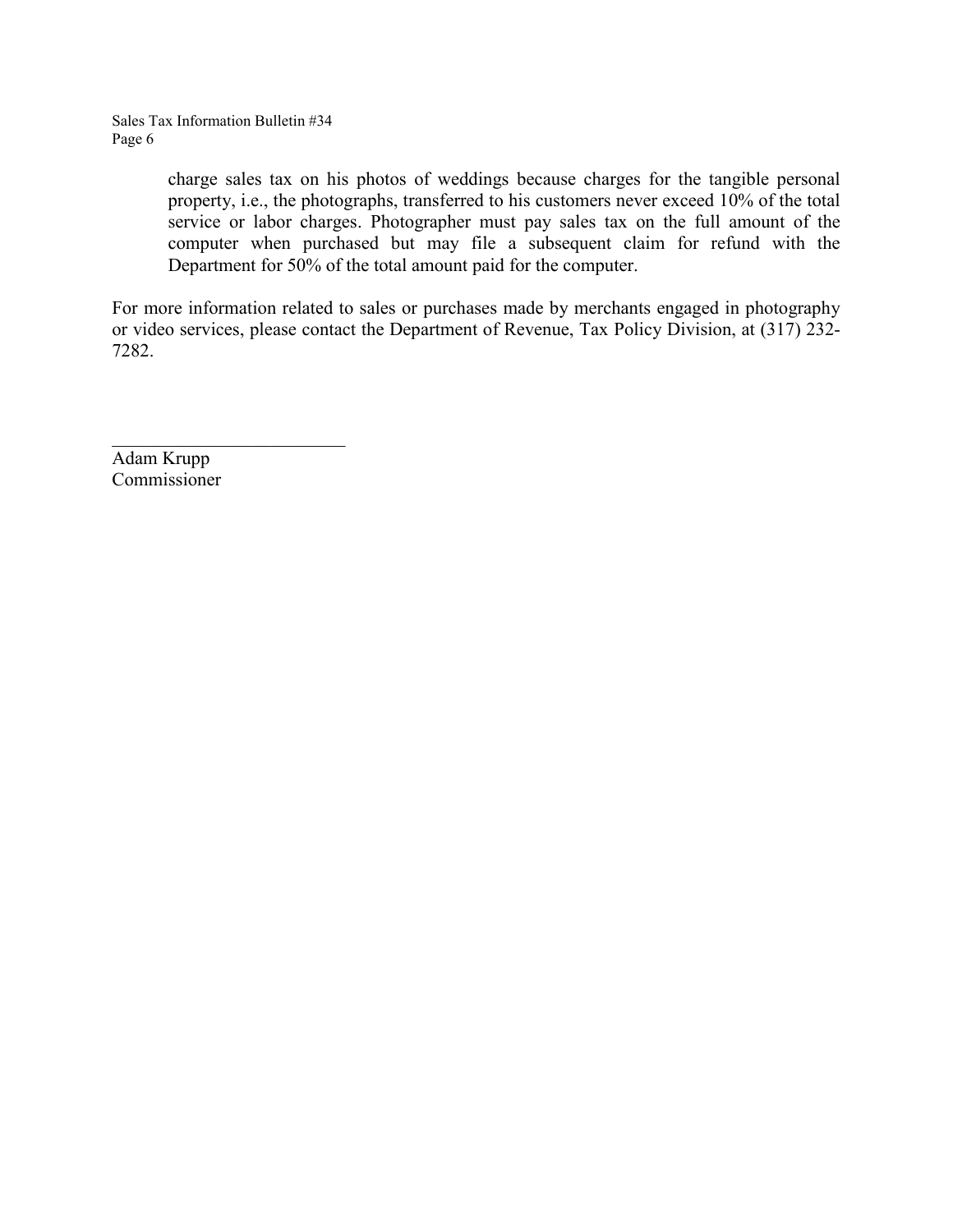charge sales tax on his photos of weddings because charges for the tangible personal property, i.e., the photographs, transferred to his customers never exceed 10% of the total service or labor charges. Photographer must pay sales tax on the full amount of the computer when purchased but may file a subsequent claim for refund with the Department for 50% of the total amount paid for the computer.

For more information related to sales or purchases made by merchants engaged in photography or video services, please contact the Department of Revenue, Tax Policy Division, at (317) 232-7282.

\_\_\_\_\_\_\_\_\_\_\_\_\_\_\_\_\_\_\_\_\_\_\_\_\_

Adam Krupp
Commissioner